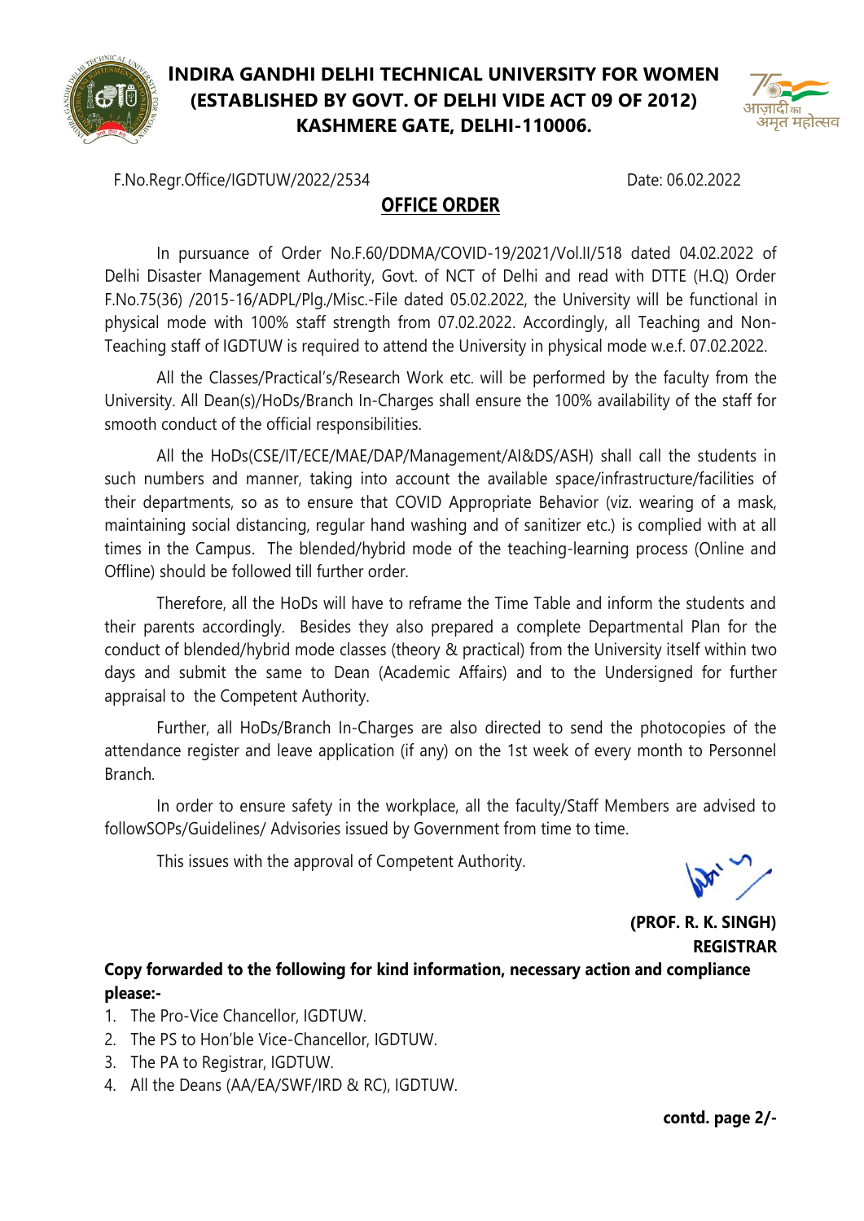# INDIRA GANDHI DELHI TECHNICAL UNIVERSITY FOR WOMEN
## (ESTABLISHED BY GOVT. OF DELHI VIDE ACT 09 OF 2012)
## KASHMERE GATE, DELHI-110006.

F.No.Regr.Office/IGDTUW/2022/2534 Date: 06.02.2022

**OFFICE ORDER**

In pursuance of Order No.F.60/DDMA/COVID-19/2021/Vol.II/518 dated 04.02.2022 of Delhi Disaster Management Authority, Govt. of NCT of Delhi and read with DTTE (H.Q) Order F.No.75(36) /2015-16/ADPL/Plg./Misc.-File dated 05.02.2022, the University will be functional in physical mode with 100% staff strength from 07.02.2022. Accordingly, all Teaching and Non-Teaching staff of IGDTUW is required to attend the University in physical mode w.e.f. 07.02.2022.

All the Classes/Practical's/Research Work etc. will be performed by the faculty from the University. All Dean(s)/HoDs/Branch In-Charges shall ensure the 100% availability of the staff for smooth conduct of the official responsibilities.

All the HoDs(CSE/IT/ECE/MAE/DAP/Management/AI&DS/ASH) shall call the students in such numbers and manner, taking into account the available space/infrastructure/facilities of their departments, so as to ensure that COVID Appropriate Behavior (viz. wearing of a mask, maintaining social distancing, regular hand washing and of sanitizer etc.) is complied with at all times in the Campus. The blended/hybrid mode of the teaching-learning process (Online and Offline) should be followed till further order.

Therefore, all the HoDs will have to reframe the Time Table and inform the students and their parents accordingly. Besides they also prepared a complete Departmental Plan for the conduct of blended/hybrid mode classes (theory & practical) from the University itself within two days and submit the same to Dean (Academic Affairs) and to the Undersigned for further appraisal to the Competent Authority.

Further, all HoDs/Branch In-Charges are also directed to send the photocopies of the attendance register and leave application (if any) on the 1st week of every month to Personnel Branch.

In order to ensure safety in the workplace, all the faculty/Staff Members are advised to followSOPs/Guidelines/ Advisories issued by Government from time to time.

This issues with the approval of Competent Authority.

**(PROF. R. K. SINGH)**
**REGISTRAR**

**Copy forwarded to the following for kind information, necessary action and compliance please:-**

1. The Pro-Vice Chancellor, IGDTUW.
2. The PS to Hon'ble Vice-Chancellor, IGDTUW.
3. The PA to Registrar, IGDTUW.
4. All the Deans (AA/EA/SWF/IRD & RC), IGDTUW.

**contd. page 2/-**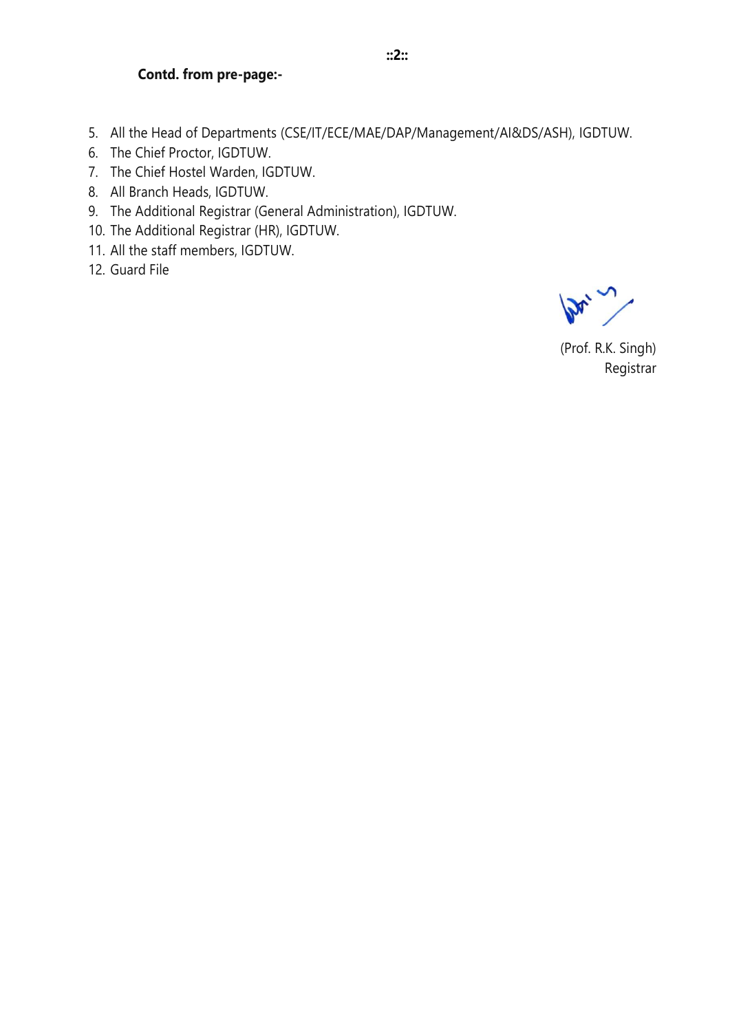**Contd. from pre-page:-**

5. All the Head of Departments (CSE/IT/ECE/MAE/DAP/Management/AI&DS/ASH), IGDTUW.
6. The Chief Proctor, IGDTUW.
7. The Chief Hostel Warden, IGDTUW.
8. All Branch Heads, IGDTUW.
9. The Additional Registrar (General Administration), IGDTUW.
10. The Additional Registrar (HR), IGDTUW.
11. All the staff members, IGDTUW.
12. Guard File

(Prof. R.K. Singh)
Registrar